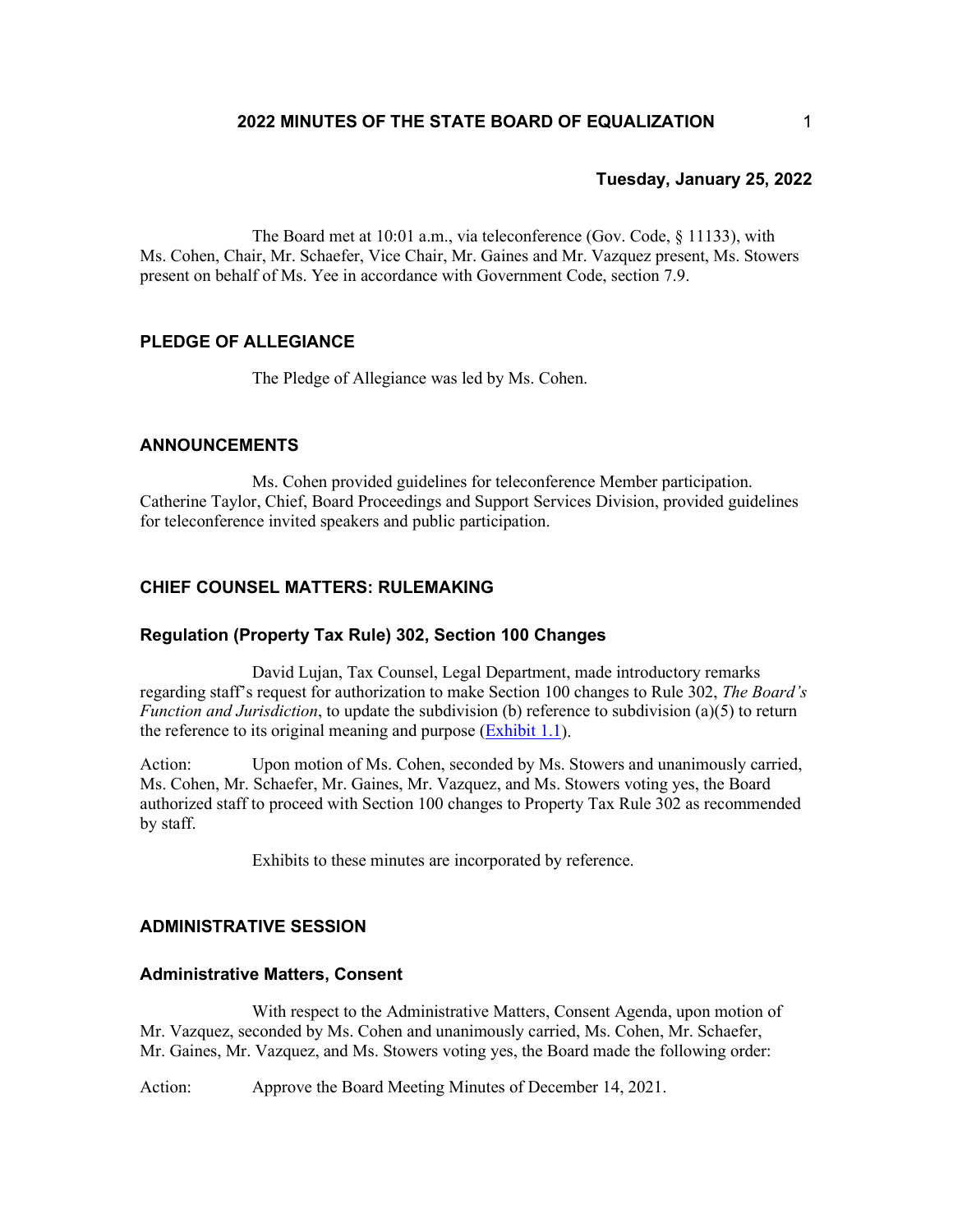# 2022 MINUTES OF THE STATE BOARD OF EQUALIZATION

**Tuesday, January 25, 2022**

The Board met at 10:01 a.m., via teleconference (Gov. Code, § 11133), with Ms. Cohen, Chair, Mr. Schaefer, Vice Chair, Mr. Gaines and Mr. Vazquez present, Ms. Stowers present on behalf of Ms. Yee in accordance with Government Code, section 7.9.

## PLEDGE OF ALLEGIANCE

The Pledge of Allegiance was led by Ms. Cohen.

## ANNOUNCEMENTS

Ms. Cohen provided guidelines for teleconference Member participation. Catherine Taylor, Chief, Board Proceedings and Support Services Division, provided guidelines for teleconference invited speakers and public participation.

## CHIEF COUNSEL MATTERS: RULEMAKING

### Regulation (Property Tax Rule) 302, Section 100 Changes

David Lujan, Tax Counsel, Legal Department, made introductory remarks regarding staff's request for authorization to make Section 100 changes to Rule 302, *The Board's Function and Jurisdiction*, to update the subdivision (b) reference to subdivision (a)(5) to return the reference to its original meaning and purpose (Exhibit 1.1).

Action: Upon motion of Ms. Cohen, seconded by Ms. Stowers and unanimously carried, Ms. Cohen, Mr. Schaefer, Mr. Gaines, Mr. Vazquez, and Ms. Stowers voting yes, the Board authorized staff to proceed with Section 100 changes to Property Tax Rule 302 as recommended by staff.

Exhibits to these minutes are incorporated by reference.

## ADMINISTRATIVE SESSION

### Administrative Matters, Consent

With respect to the Administrative Matters, Consent Agenda, upon motion of Mr. Vazquez, seconded by Ms. Cohen and unanimously carried, Ms. Cohen, Mr. Schaefer, Mr. Gaines, Mr. Vazquez, and Ms. Stowers voting yes, the Board made the following order:

Action: Approve the Board Meeting Minutes of December 14, 2021.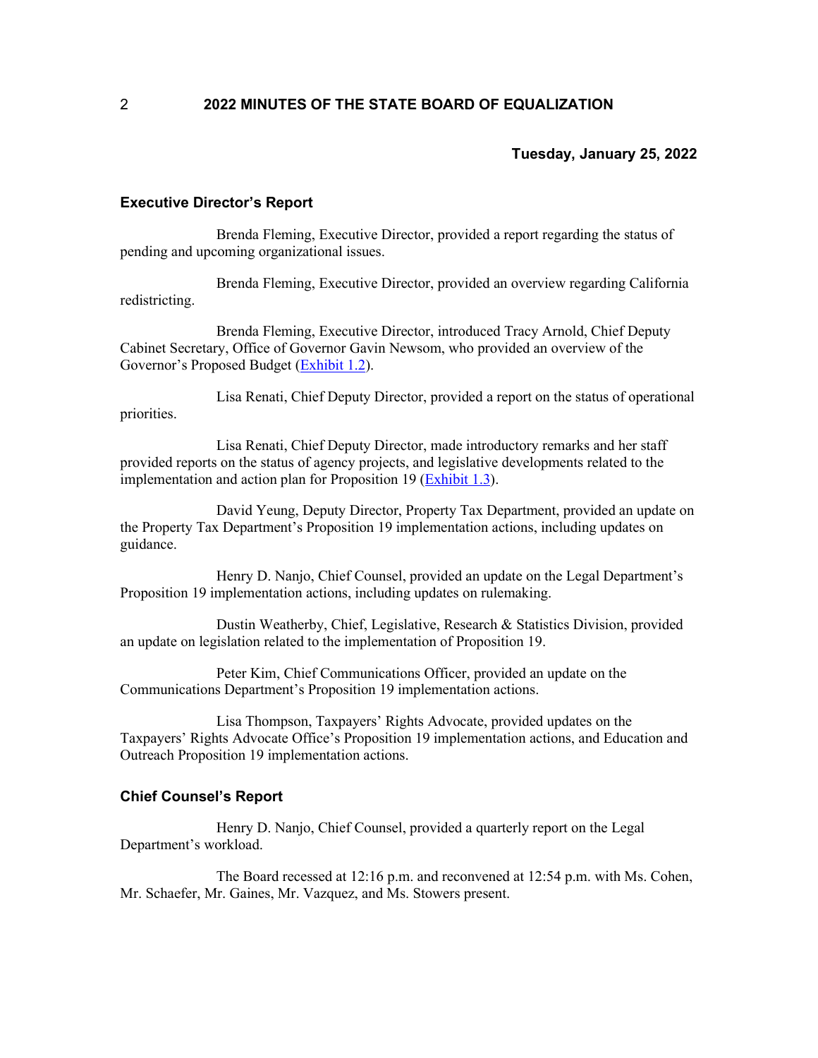**Tuesday, January 25, 2022**

### Executive Director's Report

Brenda Fleming, Executive Director, provided a report regarding the status of pending and upcoming organizational issues.

Brenda Fleming, Executive Director, provided an overview regarding California redistricting.

Brenda Fleming, Executive Director, introduced Tracy Arnold, Chief Deputy Cabinet Secretary, Office of Governor Gavin Newsom, who provided an overview of the Governor's Proposed Budget (Exhibit 1.2).

Lisa Renati, Chief Deputy Director, provided a report on the status of operational priorities.

Lisa Renati, Chief Deputy Director, made introductory remarks and her staff provided reports on the status of agency projects, and legislative developments related to the implementation and action plan for Proposition 19 (Exhibit 1.3).

David Yeung, Deputy Director, Property Tax Department, provided an update on the Property Tax Department's Proposition 19 implementation actions, including updates on guidance.

Henry D. Nanjo, Chief Counsel, provided an update on the Legal Department's Proposition 19 implementation actions, including updates on rulemaking.

Dustin Weatherby, Chief, Legislative, Research & Statistics Division, provided an update on legislation related to the implementation of Proposition 19.

Peter Kim, Chief Communications Officer, provided an update on the Communications Department's Proposition 19 implementation actions.

Lisa Thompson, Taxpayers' Rights Advocate, provided updates on the Taxpayers' Rights Advocate Office's Proposition 19 implementation actions, and Education and Outreach Proposition 19 implementation actions.

### Chief Counsel's Report

Henry D. Nanjo, Chief Counsel, provided a quarterly report on the Legal Department's workload.

The Board recessed at 12:16 p.m. and reconvened at 12:54 p.m. with Ms. Cohen, Mr. Schaefer, Mr. Gaines, Mr. Vazquez, and Ms. Stowers present.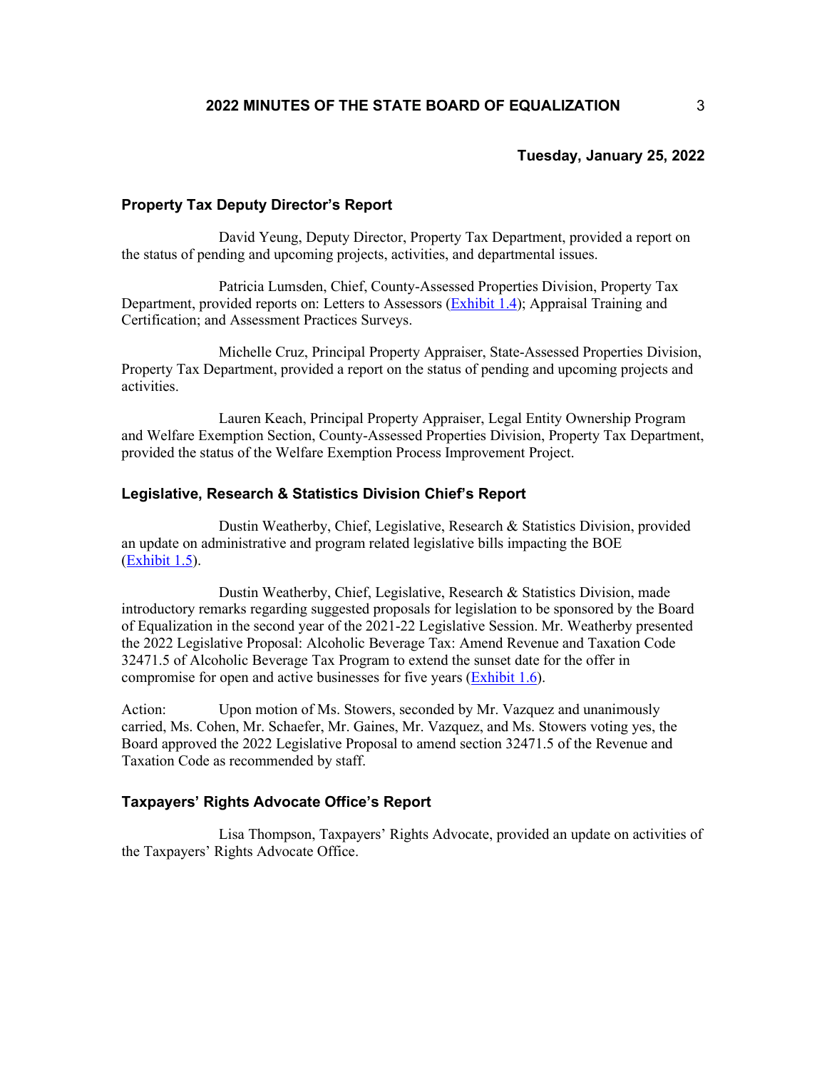**Tuesday, January 25, 2022**

### Property Tax Deputy Director's Report

David Yeung, Deputy Director, Property Tax Department, provided a report on the status of pending and upcoming projects, activities, and departmental issues.

Patricia Lumsden, Chief, County-Assessed Properties Division, Property Tax Department, provided reports on: Letters to Assessors (Exhibit 1.4); Appraisal Training and Certification; and Assessment Practices Surveys.

Michelle Cruz, Principal Property Appraiser, State-Assessed Properties Division, Property Tax Department, provided a report on the status of pending and upcoming projects and activities.

Lauren Keach, Principal Property Appraiser, Legal Entity Ownership Program and Welfare Exemption Section, County-Assessed Properties Division, Property Tax Department, provided the status of the Welfare Exemption Process Improvement Project.

### Legislative, Research & Statistics Division Chief's Report

Dustin Weatherby, Chief, Legislative, Research & Statistics Division, provided an update on administrative and program related legislative bills impacting the BOE (Exhibit 1.5).

Dustin Weatherby, Chief, Legislative, Research & Statistics Division, made introductory remarks regarding suggested proposals for legislation to be sponsored by the Board of Equalization in the second year of the 2021-22 Legislative Session. Mr. Weatherby presented the 2022 Legislative Proposal: Alcoholic Beverage Tax: Amend Revenue and Taxation Code 32471.5 of Alcoholic Beverage Tax Program to extend the sunset date for the offer in compromise for open and active businesses for five years (Exhibit 1.6).

Action: Upon motion of Ms. Stowers, seconded by Mr. Vazquez and unanimously carried, Ms. Cohen, Mr. Schaefer, Mr. Gaines, Mr. Vazquez, and Ms. Stowers voting yes, the Board approved the 2022 Legislative Proposal to amend section 32471.5 of the Revenue and Taxation Code as recommended by staff.

### Taxpayers' Rights Advocate Office's Report

Lisa Thompson, Taxpayers' Rights Advocate, provided an update on activities of the Taxpayers' Rights Advocate Office.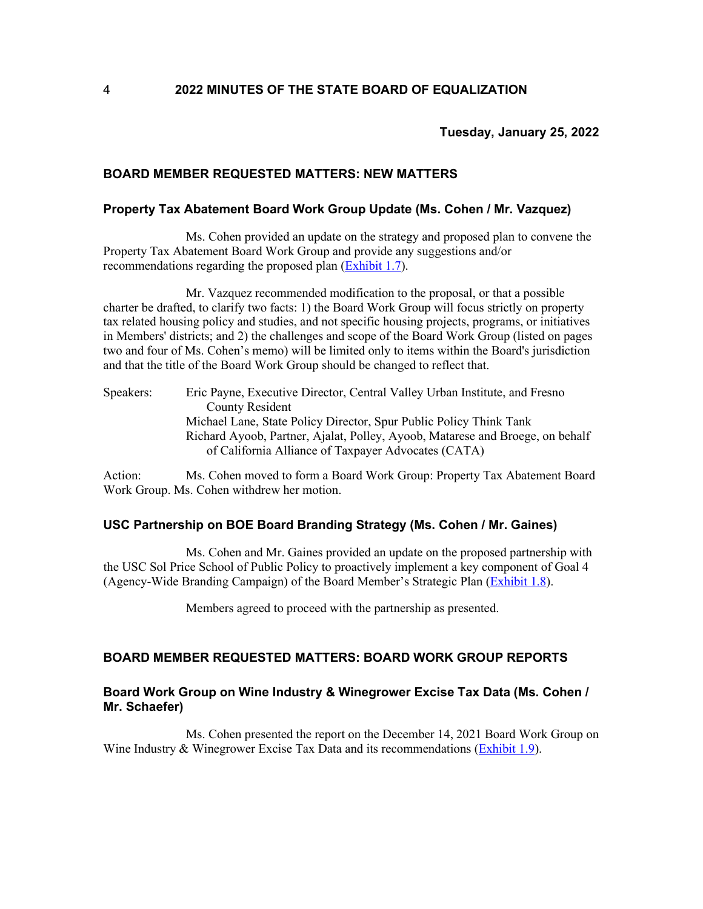**Tuesday, January 25, 2022**

## BOARD MEMBER REQUESTED MATTERS: NEW MATTERS

### Property Tax Abatement Board Work Group Update (Ms. Cohen / Mr. Vazquez)

Ms. Cohen provided an update on the strategy and proposed plan to convene the Property Tax Abatement Board Work Group and provide any suggestions and/or recommendations regarding the proposed plan (Exhibit 1.7).

Mr. Vazquez recommended modification to the proposal, or that a possible charter be drafted, to clarify two facts: 1) the Board Work Group will focus strictly on property tax related housing policy and studies, and not specific housing projects, programs, or initiatives in Members' districts; and 2) the challenges and scope of the Board Work Group (listed on pages two and four of Ms. Cohen's memo) will be limited only to items within the Board's jurisdiction and that the title of the Board Work Group should be changed to reflect that.

Speakers: Eric Payne, Executive Director, Central Valley Urban Institute, and Fresno County Resident
Michael Lane, State Policy Director, Spur Public Policy Think Tank
Richard Ayoob, Partner, Ajalat, Polley, Ayoob, Matarese and Broege, on behalf of California Alliance of Taxpayer Advocates (CATA)

Action: Ms. Cohen moved to form a Board Work Group: Property Tax Abatement Board Work Group. Ms. Cohen withdrew her motion.

### USC Partnership on BOE Board Branding Strategy (Ms. Cohen / Mr. Gaines)

Ms. Cohen and Mr. Gaines provided an update on the proposed partnership with the USC Sol Price School of Public Policy to proactively implement a key component of Goal 4 (Agency-Wide Branding Campaign) of the Board Member's Strategic Plan (Exhibit 1.8).

Members agreed to proceed with the partnership as presented.

## BOARD MEMBER REQUESTED MATTERS: BOARD WORK GROUP REPORTS

### Board Work Group on Wine Industry & Winegrower Excise Tax Data (Ms. Cohen / Mr. Schaefer)

Ms. Cohen presented the report on the December 14, 2021 Board Work Group on Wine Industry & Winegrower Excise Tax Data and its recommendations (Exhibit 1.9).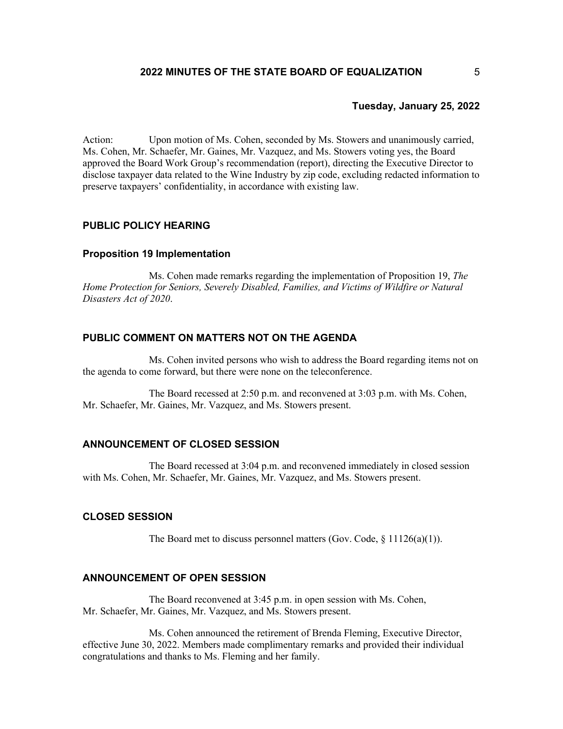**Tuesday, January 25, 2022**

Action: Upon motion of Ms. Cohen, seconded by Ms. Stowers and unanimously carried, Ms. Cohen, Mr. Schaefer, Mr. Gaines, Mr. Vazquez, and Ms. Stowers voting yes, the Board approved the Board Work Group's recommendation (report), directing the Executive Director to disclose taxpayer data related to the Wine Industry by zip code, excluding redacted information to preserve taxpayers' confidentiality, in accordance with existing law.

## PUBLIC POLICY HEARING

### Proposition 19 Implementation

Ms. Cohen made remarks regarding the implementation of Proposition 19, *The Home Protection for Seniors, Severely Disabled, Families, and Victims of Wildfire or Natural Disasters Act of 2020*.

## PUBLIC COMMENT ON MATTERS NOT ON THE AGENDA

Ms. Cohen invited persons who wish to address the Board regarding items not on the agenda to come forward, but there were none on the teleconference.

The Board recessed at 2:50 p.m. and reconvened at 3:03 p.m. with Ms. Cohen, Mr. Schaefer, Mr. Gaines, Mr. Vazquez, and Ms. Stowers present.

## ANNOUNCEMENT OF CLOSED SESSION

The Board recessed at 3:04 p.m. and reconvened immediately in closed session with Ms. Cohen, Mr. Schaefer, Mr. Gaines, Mr. Vazquez, and Ms. Stowers present.

## CLOSED SESSION

The Board met to discuss personnel matters (Gov. Code, § 11126(a)(1)).

## ANNOUNCEMENT OF OPEN SESSION

The Board reconvened at 3:45 p.m. in open session with Ms. Cohen, Mr. Schaefer, Mr. Gaines, Mr. Vazquez, and Ms. Stowers present.

Ms. Cohen announced the retirement of Brenda Fleming, Executive Director, effective June 30, 2022. Members made complimentary remarks and provided their individual congratulations and thanks to Ms. Fleming and her family.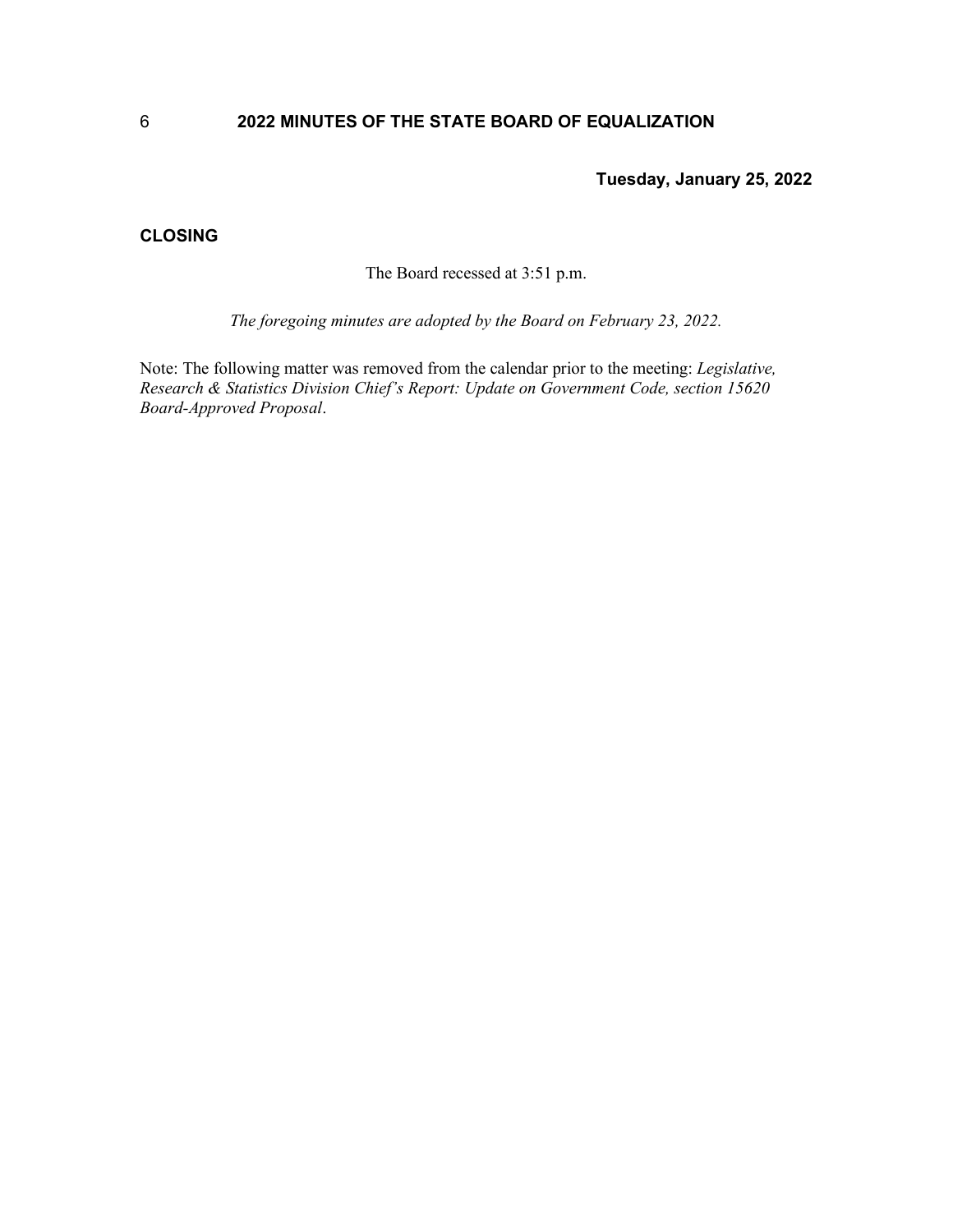**Tuesday, January 25, 2022**

## CLOSING

The Board recessed at 3:51 p.m.

*The foregoing minutes are adopted by the Board on February 23, 2022.*

Note: The following matter was removed from the calendar prior to the meeting: *Legislative, Research & Statistics Division Chief's Report: Update on Government Code, section 15620 Board-Approved Proposal*.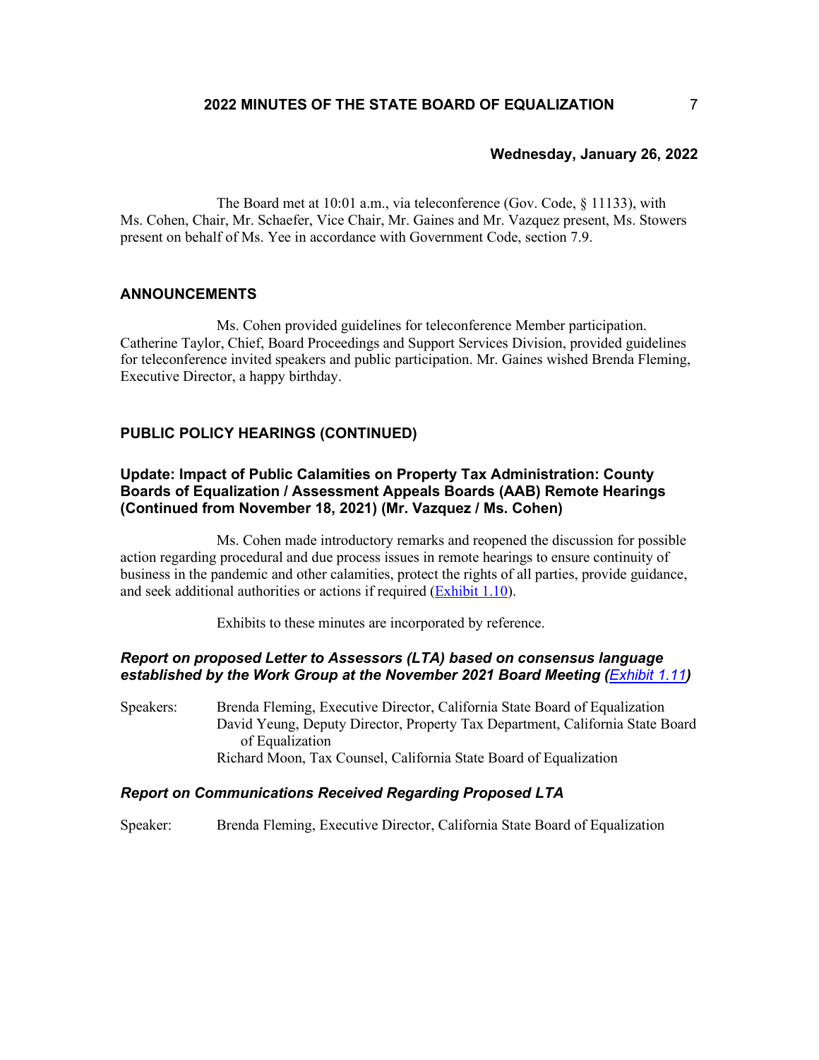**Wednesday, January 26, 2022**

The Board met at 10:01 a.m., via teleconference (Gov. Code, § 11133), with Ms. Cohen, Chair, Mr. Schaefer, Vice Chair, Mr. Gaines and Mr. Vazquez present, Ms. Stowers present on behalf of Ms. Yee in accordance with Government Code, section 7.9.

## ANNOUNCEMENTS

Ms. Cohen provided guidelines for teleconference Member participation. Catherine Taylor, Chief, Board Proceedings and Support Services Division, provided guidelines for teleconference invited speakers and public participation. Mr. Gaines wished Brenda Fleming, Executive Director, a happy birthday.

## PUBLIC POLICY HEARINGS (CONTINUED)

### Update: Impact of Public Calamities on Property Tax Administration: County Boards of Equalization / Assessment Appeals Boards (AAB) Remote Hearings (Continued from November 18, 2021) (Mr. Vazquez / Ms. Cohen)

Ms. Cohen made introductory remarks and reopened the discussion for possible action regarding procedural and due process issues in remote hearings to ensure continuity of business in the pandemic and other calamities, protect the rights of all parties, provide guidance, and seek additional authorities or actions if required (Exhibit 1.10).

Exhibits to these minutes are incorporated by reference.

#### *Report on proposed Letter to Assessors (LTA) based on consensus language established by the Work Group at the November 2021 Board Meeting (Exhibit 1.11)*

Speakers: Brenda Fleming, Executive Director, California State Board of Equalization
David Yeung, Deputy Director, Property Tax Department, California State Board of Equalization
Richard Moon, Tax Counsel, California State Board of Equalization

#### *Report on Communications Received Regarding Proposed LTA*

Speaker: Brenda Fleming, Executive Director, California State Board of Equalization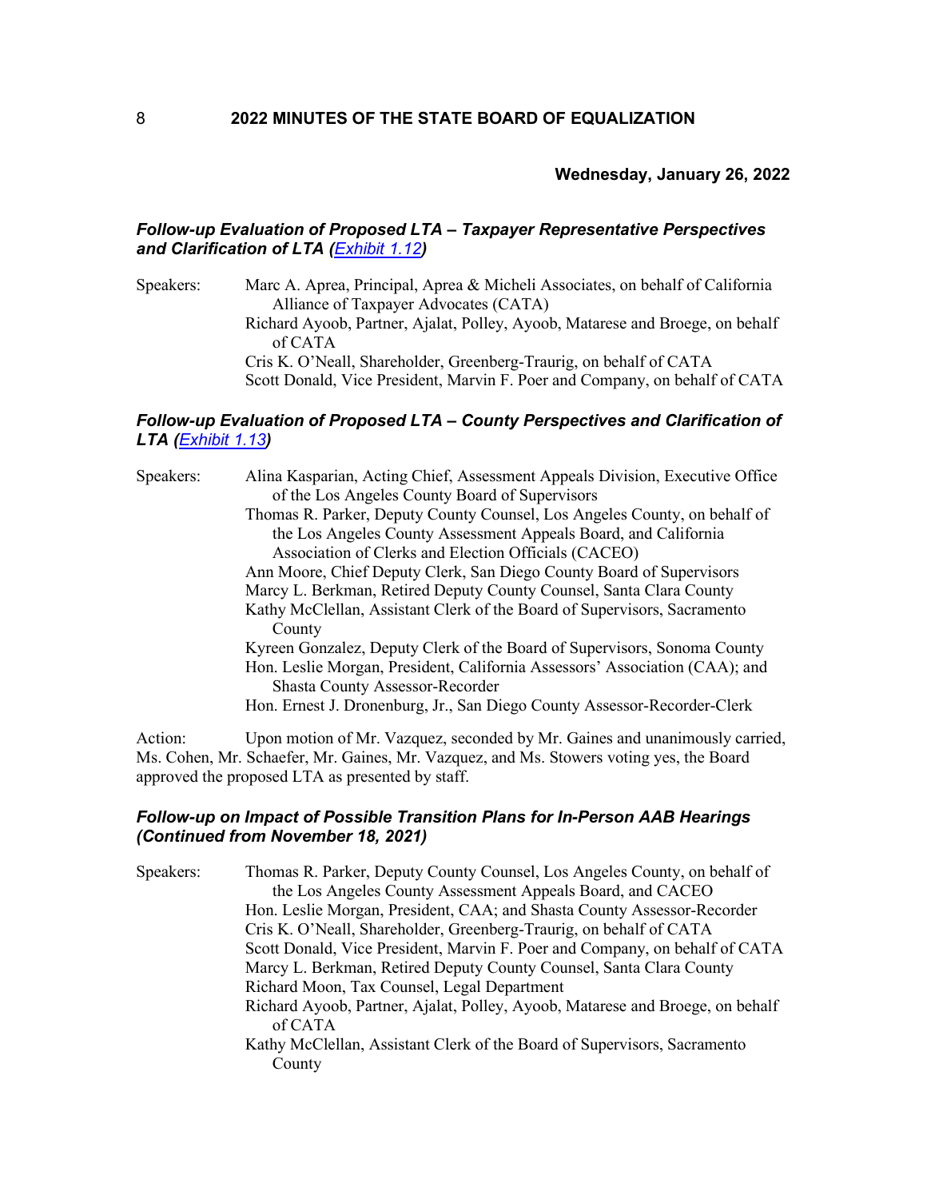**Wednesday, January 26, 2022**

### *Follow-up Evaluation of Proposed LTA – Taxpayer Representative Perspectives and Clarification of LTA (Exhibit 1.12)*

Speakers: Marc A. Aprea, Principal, Aprea & Micheli Associates, on behalf of California Alliance of Taxpayer Advocates (CATA)
Richard Ayoob, Partner, Ajalat, Polley, Ayoob, Matarese and Broege, on behalf of CATA
Cris K. O'Neall, Shareholder, Greenberg-Traurig, on behalf of CATA
Scott Donald, Vice President, Marvin F. Poer and Company, on behalf of CATA

### *Follow-up Evaluation of Proposed LTA – County Perspectives and Clarification of LTA (Exhibit 1.13)*

Speakers: Alina Kasparian, Acting Chief, Assessment Appeals Division, Executive Office of the Los Angeles County Board of Supervisors
Thomas R. Parker, Deputy County Counsel, Los Angeles County, on behalf of the Los Angeles County Assessment Appeals Board, and California Association of Clerks and Election Officials (CACEO)
Ann Moore, Chief Deputy Clerk, San Diego County Board of Supervisors
Marcy L. Berkman, Retired Deputy County Counsel, Santa Clara County
Kathy McClellan, Assistant Clerk of the Board of Supervisors, Sacramento County
Kyreen Gonzalez, Deputy Clerk of the Board of Supervisors, Sonoma County
Hon. Leslie Morgan, President, California Assessors' Association (CAA); and Shasta County Assessor-Recorder
Hon. Ernest J. Dronenburg, Jr., San Diego County Assessor-Recorder-Clerk

Action: Upon motion of Mr. Vazquez, seconded by Mr. Gaines and unanimously carried, Ms. Cohen, Mr. Schaefer, Mr. Gaines, Mr. Vazquez, and Ms. Stowers voting yes, the Board approved the proposed LTA as presented by staff.

### *Follow-up on Impact of Possible Transition Plans for In-Person AAB Hearings (Continued from November 18, 2021)*

Speakers: Thomas R. Parker, Deputy County Counsel, Los Angeles County, on behalf of the Los Angeles County Assessment Appeals Board, and CACEO
Hon. Leslie Morgan, President, CAA; and Shasta County Assessor-Recorder
Cris K. O'Neall, Shareholder, Greenberg-Traurig, on behalf of CATA
Scott Donald, Vice President, Marvin F. Poer and Company, on behalf of CATA
Marcy L. Berkman, Retired Deputy County Counsel, Santa Clara County
Richard Moon, Tax Counsel, Legal Department
Richard Ayoob, Partner, Ajalat, Polley, Ayoob, Matarese and Broege, on behalf of CATA
Kathy McClellan, Assistant Clerk of the Board of Supervisors, Sacramento County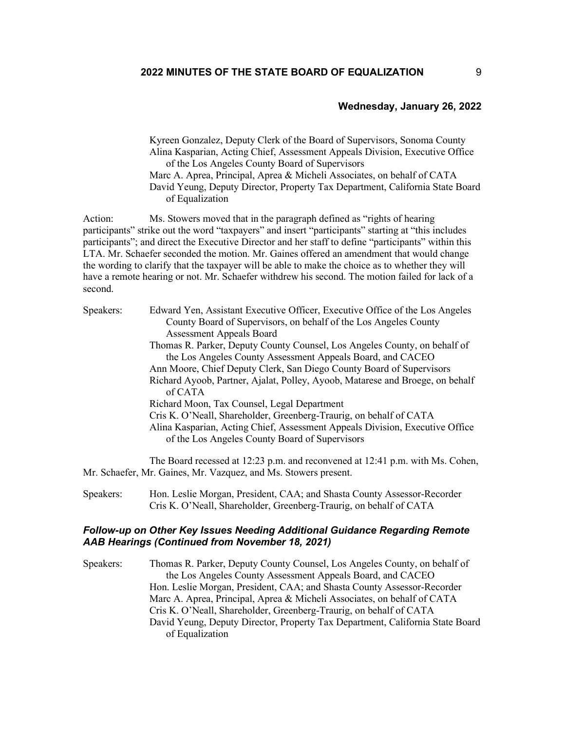**Wednesday, January 26, 2022**

Kyreen Gonzalez, Deputy Clerk of the Board of Supervisors, Sonoma County
Alina Kasparian, Acting Chief, Assessment Appeals Division, Executive Office of the Los Angeles County Board of Supervisors
Marc A. Aprea, Principal, Aprea & Micheli Associates, on behalf of CATA
David Yeung, Deputy Director, Property Tax Department, California State Board of Equalization

Action: Ms. Stowers moved that in the paragraph defined as "rights of hearing participants" strike out the word "taxpayers" and insert "participants" starting at "this includes participants"; and direct the Executive Director and her staff to define "participants" within this LTA. Mr. Schaefer seconded the motion. Mr. Gaines offered an amendment that would change the wording to clarify that the taxpayer will be able to make the choice as to whether they will have a remote hearing or not. Mr. Schaefer withdrew his second. The motion failed for lack of a second.

Speakers: Edward Yen, Assistant Executive Officer, Executive Office of the Los Angeles County Board of Supervisors, on behalf of the Los Angeles County Assessment Appeals Board
Thomas R. Parker, Deputy County Counsel, Los Angeles County, on behalf of the Los Angeles County Assessment Appeals Board, and CACEO
Ann Moore, Chief Deputy Clerk, San Diego County Board of Supervisors
Richard Ayoob, Partner, Ajalat, Polley, Ayoob, Matarese and Broege, on behalf of CATA
Richard Moon, Tax Counsel, Legal Department
Cris K. O'Neall, Shareholder, Greenberg-Traurig, on behalf of CATA
Alina Kasparian, Acting Chief, Assessment Appeals Division, Executive Office of the Los Angeles County Board of Supervisors

The Board recessed at 12:23 p.m. and reconvened at 12:41 p.m. with Ms. Cohen, Mr. Schaefer, Mr. Gaines, Mr. Vazquez, and Ms. Stowers present.

Speakers: Hon. Leslie Morgan, President, CAA; and Shasta County Assessor-Recorder
Cris K. O'Neall, Shareholder, Greenberg-Traurig, on behalf of CATA

### *Follow-up on Other Key Issues Needing Additional Guidance Regarding Remote AAB Hearings (Continued from November 18, 2021)*

Speakers: Thomas R. Parker, Deputy County Counsel, Los Angeles County, on behalf of the Los Angeles County Assessment Appeals Board, and CACEO
Hon. Leslie Morgan, President, CAA; and Shasta County Assessor-Recorder
Marc A. Aprea, Principal, Aprea & Micheli Associates, on behalf of CATA
Cris K. O'Neall, Shareholder, Greenberg-Traurig, on behalf of CATA
David Yeung, Deputy Director, Property Tax Department, California State Board of Equalization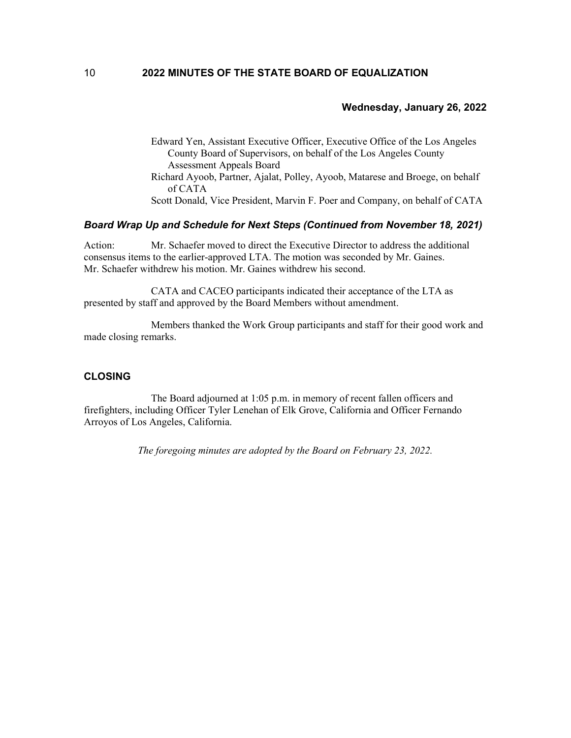**Wednesday, January 26, 2022**

Edward Yen, Assistant Executive Officer, Executive Office of the Los Angeles County Board of Supervisors, on behalf of the Los Angeles County Assessment Appeals Board
Richard Ayoob, Partner, Ajalat, Polley, Ayoob, Matarese and Broege, on behalf of CATA
Scott Donald, Vice President, Marvin F. Poer and Company, on behalf of CATA

### *Board Wrap Up and Schedule for Next Steps (Continued from November 18, 2021)*

Action: Mr. Schaefer moved to direct the Executive Director to address the additional consensus items to the earlier-approved LTA. The motion was seconded by Mr. Gaines. Mr. Schaefer withdrew his motion. Mr. Gaines withdrew his second.

CATA and CACEO participants indicated their acceptance of the LTA as presented by staff and approved by the Board Members without amendment.

Members thanked the Work Group participants and staff for their good work and made closing remarks.

## CLOSING

The Board adjourned at 1:05 p.m. in memory of recent fallen officers and firefighters, including Officer Tyler Lenehan of Elk Grove, California and Officer Fernando Arroyos of Los Angeles, California.

*The foregoing minutes are adopted by the Board on February 23, 2022.*